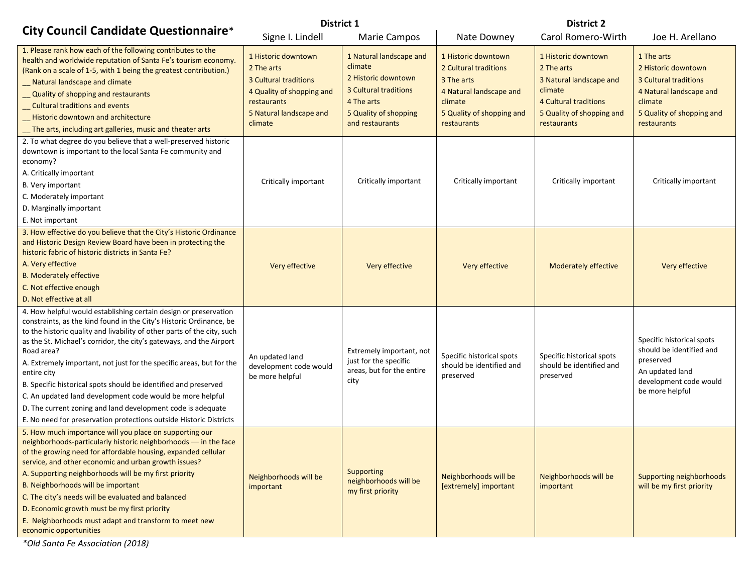| City Council Candidate Questionnaire* | District 1 | | District 2 | | |
|---|---|---|---|---|---|
| | Signe I. Lindell | Marie Campos | Nate Downey | Carol Romero-Wirth | Joe H. Arellano |
| 1. Please rank how each of the following contributes to the health and worldwide reputation of Santa Fe's tourism economy. (Rank on a scale of 1-5, with 1 being the greatest contribution.)<br>__ Natural landscape and climate<br>__ Quality of shopping and restaurants<br>__ Cultural traditions and events<br>__ Historic downtown and architecture<br>__ The arts, including art galleries, music and theater arts | 1 Historic downtown<br>2 The arts<br>3 Cultural traditions<br>4 Quality of shopping and restaurants<br>5 Natural landscape and climate | 1 Natural landscape and climate<br>2 Historic downtown<br>3 Cultural traditions<br>4 The arts<br>5 Quality of shopping and restaurants | 1 Historic downtown<br>2 Cultural traditions<br>3 The arts<br>4 Natural landscape and climate<br>5 Quality of shopping and restaurants | 1 Historic downtown<br>2 The arts<br>3 Natural landscape and climate<br>4 Cultural traditions<br>5 Quality of shopping and restaurants | 1 The arts<br>2 Historic downtown<br>3 Cultural traditions<br>4 Natural landscape and climate<br>5 Quality of shopping and restaurants |
| 2. To what degree do you believe that a well-preserved historic downtown is important to the local Santa Fe community and economy?<br>A. Critically important<br>B. Very important<br>C. Moderately important<br>D. Marginally important<br>E. Not important | Critically important | Critically important | Critically important | Critically important | Critically important |
| 3. How effective do you believe that the City's Historic Ordinance and Historic Design Review Board have been in protecting the historic fabric of historic districts in Santa Fe?<br>A. Very effective<br>B. Moderately effective<br>C. Not effective enough<br>D. Not effective at all | Very effective | Very effective | Very effective | Moderately effective | Very effective |
| 4. How helpful would establishing certain design or preservation constraints, as the kind found in the City's Historic Ordinance, be to the historic quality and livability of other parts of the city, such as the St. Michael's corridor, the city's gateways, and the Airport Road area?<br>A. Extremely important, not just for the specific areas, but for the entire city<br>B. Specific historical spots should be identified and preserved<br>C. An updated land development code would be more helpful<br>D. The current zoning and land development code is adequate<br>E. No need for preservation protections outside Historic Districts | An updated land development code would be more helpful | Extremely important, not just for the specific areas, but for the entire city | Specific historical spots should be identified and preserved | Specific historical spots should be identified and preserved | Specific historical spots should be identified and preserved<br>An updated land development code would be more helpful |
| 5. How much importance will you place on supporting our neighborhoods-particularly historic neighborhoods — in the face of the growing need for affordable housing, expanded cellular service, and other economic and urban growth issues?<br>A. Supporting neighborhoods will be my first priority<br>B. Neighborhoods will be important<br>C. The city's needs will be evaluated and balanced<br>D. Economic growth must be my first priority<br>E. Neighborhoods must adapt and transform to meet new economic opportunities | Neighborhoods will be important | Supporting neighborhoods will be my first priority | Neighborhoods will be [extremely] important | Neighborhoods will be important | Supporting neighborhoods will be my first priority |

*Old Santa Fe Association (2018)*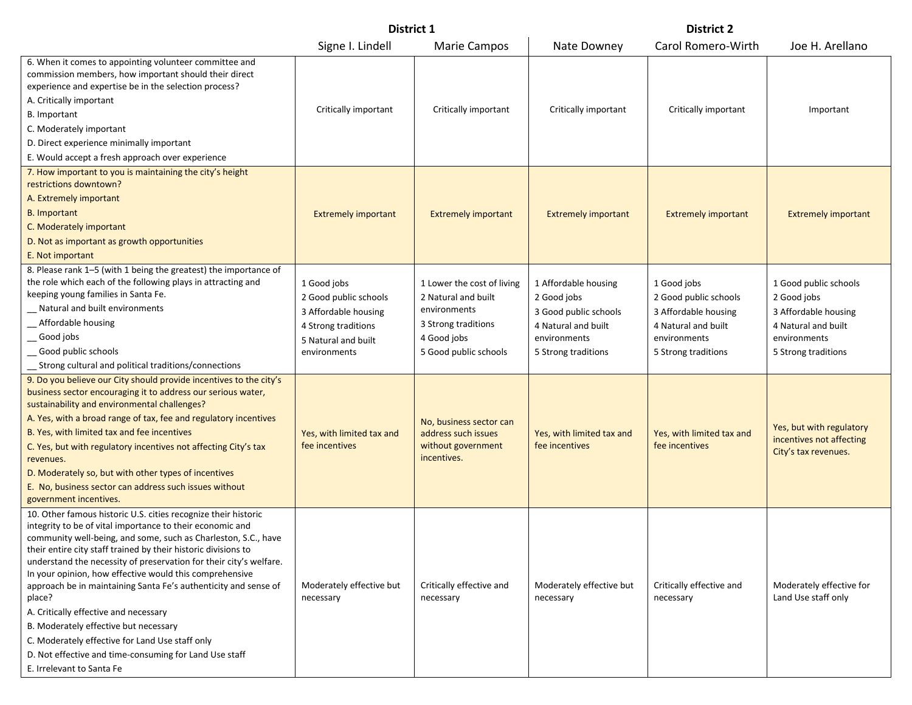| | District 1 | | District 2 | | |
|---|---|---|---|---|---|
| | Signe I. Lindell | Marie Campos | Nate Downey | Carol Romero-Wirth | Joe H. Arellano |
| 6. When it comes to appointing volunteer committee and commission members, how important should their direct experience and expertise be in the selection process?<br>A. Critically important<br>B. Important<br>C. Moderately important<br>D. Direct experience minimally important<br>E. Would accept a fresh approach over experience | Critically important | Critically important | Critically important | Critically important | Important |
| 7. How important to you is maintaining the city's height restrictions downtown?<br>A. Extremely important<br>B. Important<br>C. Moderately important<br>D. Not as important as growth opportunities<br>E. Not important | Extremely important | Extremely important | Extremely important | Extremely important | Extremely important |
| 8. Please rank 1–5 (with 1 being the greatest) the importance of the role which each of the following plays in attracting and keeping young families in Santa Fe.<br>__ Natural and built environments<br>__ Affordable housing<br>__ Good jobs<br>__ Good public schools<br>__ Strong cultural and political traditions/connections | 1 Good jobs<br>2 Good public schools<br>3 Affordable housing<br>4 Strong traditions<br>5 Natural and built environments | 1 Lower the cost of living<br>2 Natural and built environments<br>3 Strong traditions<br>4 Good jobs<br>5 Good public schools | 1 Affordable housing<br>2 Good jobs<br>3 Good public schools<br>4 Natural and built environments<br>5 Strong traditions | 1 Good jobs<br>2 Good public schools<br>3 Affordable housing<br>4 Natural and built environments<br>5 Strong traditions | 1 Good public schools<br>2 Good jobs<br>3 Affordable housing<br>4 Natural and built environments<br>5 Strong traditions |
| 9. Do you believe our City should provide incentives to the city's business sector encouraging it to address our serious water, sustainability and environmental challenges?<br>A. Yes, with a broad range of tax, fee and regulatory incentives<br>B. Yes, with limited tax and fee incentives<br>C. Yes, but with regulatory incentives not affecting City's tax revenues.<br>D. Moderately so, but with other types of incentives<br>E. No, business sector can address such issues without government incentives. | Yes, with limited tax and fee incentives | No, business sector can address such issues without government incentives. | Yes, with limited tax and fee incentives | Yes, with limited tax and fee incentives | Yes, but with regulatory incentives not affecting City's tax revenues. |
| 10. Other famous historic U.S. cities recognize their historic integrity to be of vital importance to their economic and community well-being, and some, such as Charleston, S.C., have their entire city staff trained by their historic divisions to understand the necessity of preservation for their city's welfare. In your opinion, how effective would this comprehensive approach be in maintaining Santa Fe's authenticity and sense of place?<br>A. Critically effective and necessary<br>B. Moderately effective but necessary<br>C. Moderately effective for Land Use staff only<br>D. Not effective and time-consuming for Land Use staff<br>E. Irrelevant to Santa Fe | Moderately effective but necessary | Critically effective and necessary | Moderately effective but necessary | Critically effective and necessary | Moderately effective for Land Use staff only |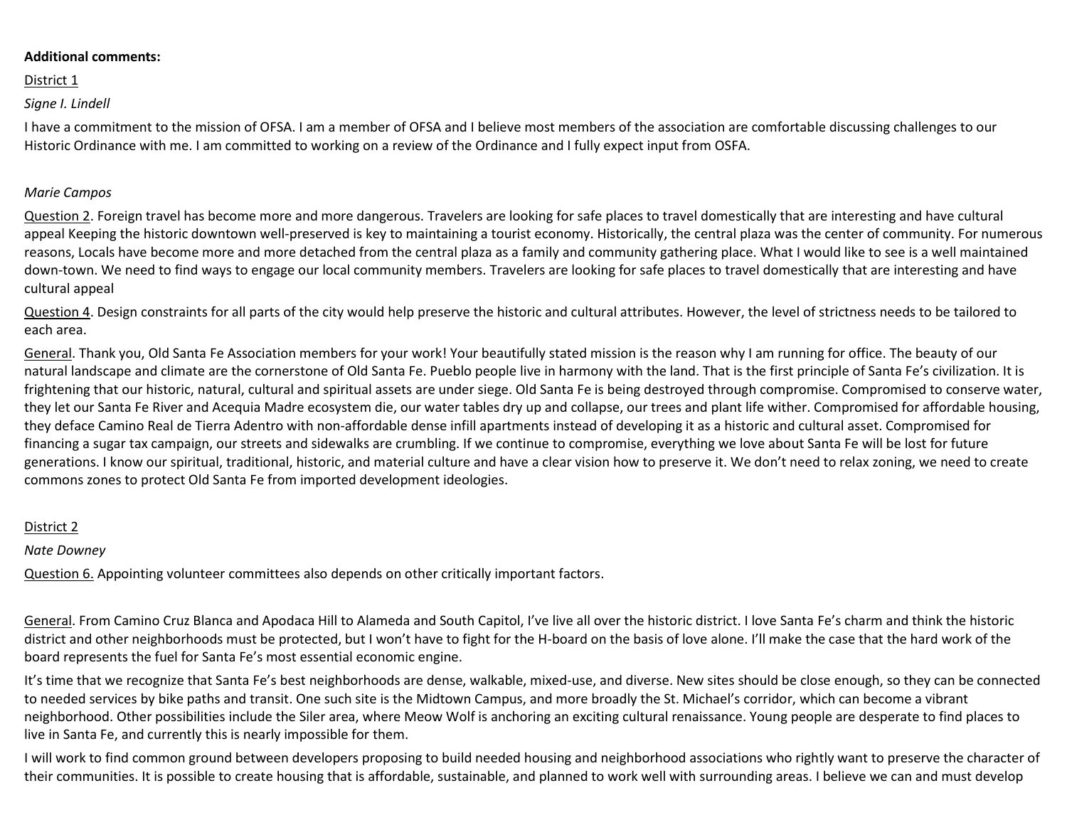**Additional comments:**

District 1

*Signe I. Lindell*

I have a commitment to the mission of OFSA. I am a member of OFSA and I believe most members of the association are comfortable discussing challenges to our Historic Ordinance with me. I am committed to working on a review of the Ordinance and I fully expect input from OSFA.

*Marie Campos*

Question 2. Foreign travel has become more and more dangerous. Travelers are looking for safe places to travel domestically that are interesting and have cultural appeal Keeping the historic downtown well-preserved is key to maintaining a tourist economy. Historically, the central plaza was the center of community. For numerous reasons, Locals have become more and more detached from the central plaza as a family and community gathering place. What I would like to see is a well maintained down-town. We need to find ways to engage our local community members. Travelers are looking for safe places to travel domestically that are interesting and have cultural appeal

Question 4. Design constraints for all parts of the city would help preserve the historic and cultural attributes. However, the level of strictness needs to be tailored to each area.

General. Thank you, Old Santa Fe Association members for your work! Your beautifully stated mission is the reason why I am running for office. The beauty of our natural landscape and climate are the cornerstone of Old Santa Fe. Pueblo people live in harmony with the land. That is the first principle of Santa Fe's civilization. It is frightening that our historic, natural, cultural and spiritual assets are under siege. Old Santa Fe is being destroyed through compromise. Compromised to conserve water, they let our Santa Fe River and Acequia Madre ecosystem die, our water tables dry up and collapse, our trees and plant life wither. Compromised for affordable housing, they deface Camino Real de Tierra Adentro with non-affordable dense infill apartments instead of developing it as a historic and cultural asset. Compromised for financing a sugar tax campaign, our streets and sidewalks are crumbling. If we continue to compromise, everything we love about Santa Fe will be lost for future generations. I know our spiritual, traditional, historic, and material culture and have a clear vision how to preserve it. We don't need to relax zoning, we need to create commons zones to protect Old Santa Fe from imported development ideologies.

District 2

*Nate Downey*

Question 6. Appointing volunteer committees also depends on other critically important factors.

General. From Camino Cruz Blanca and Apodaca Hill to Alameda and South Capitol, I've live all over the historic district. I love Santa Fe's charm and think the historic district and other neighborhoods must be protected, but I won't have to fight for the H-board on the basis of love alone. I'll make the case that the hard work of the board represents the fuel for Santa Fe's most essential economic engine.

It's time that we recognize that Santa Fe's best neighborhoods are dense, walkable, mixed-use, and diverse. New sites should be close enough, so they can be connected to needed services by bike paths and transit. One such site is the Midtown Campus, and more broadly the St. Michael's corridor, which can become a vibrant neighborhood. Other possibilities include the Siler area, where Meow Wolf is anchoring an exciting cultural renaissance. Young people are desperate to find places to live in Santa Fe, and currently this is nearly impossible for them.

I will work to find common ground between developers proposing to build needed housing and neighborhood associations who rightly want to preserve the character of their communities. It is possible to create housing that is affordable, sustainable, and planned to work well with surrounding areas. I believe we can and must develop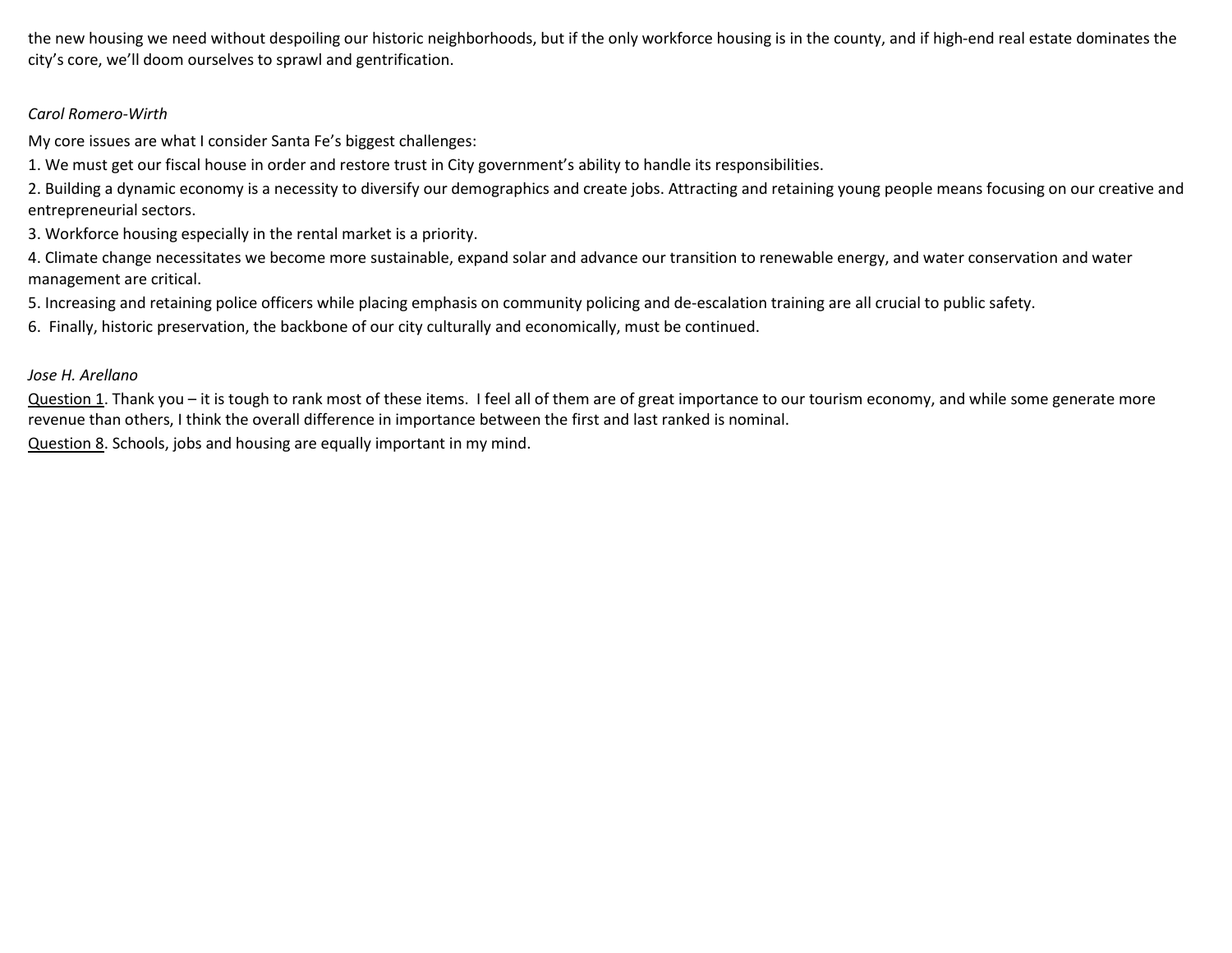the new housing we need without despoiling our historic neighborhoods, but if the only workforce housing is in the county, and if high-end real estate dominates the city's core, we'll doom ourselves to sprawl and gentrification.

*Carol Romero-Wirth*

My core issues are what I consider Santa Fe's biggest challenges:

1. We must get our fiscal house in order and restore trust in City government's ability to handle its responsibilities.
2. Building a dynamic economy is a necessity to diversify our demographics and create jobs. Attracting and retaining young people means focusing on our creative and entrepreneurial sectors.
3. Workforce housing especially in the rental market is a priority.
4. Climate change necessitates we become more sustainable, expand solar and advance our transition to renewable energy, and water conservation and water management are critical.
5. Increasing and retaining police officers while placing emphasis on community policing and de-escalation training are all crucial to public safety.
6. Finally, historic preservation, the backbone of our city culturally and economically, must be continued.

*Jose H. Arellano*

<u>Question 1</u>. Thank you – it is tough to rank most of these items. I feel all of them are of great importance to our tourism economy, and while some generate more revenue than others, I think the overall difference in importance between the first and last ranked is nominal.

<u>Question 8</u>. Schools, jobs and housing are equally important in my mind.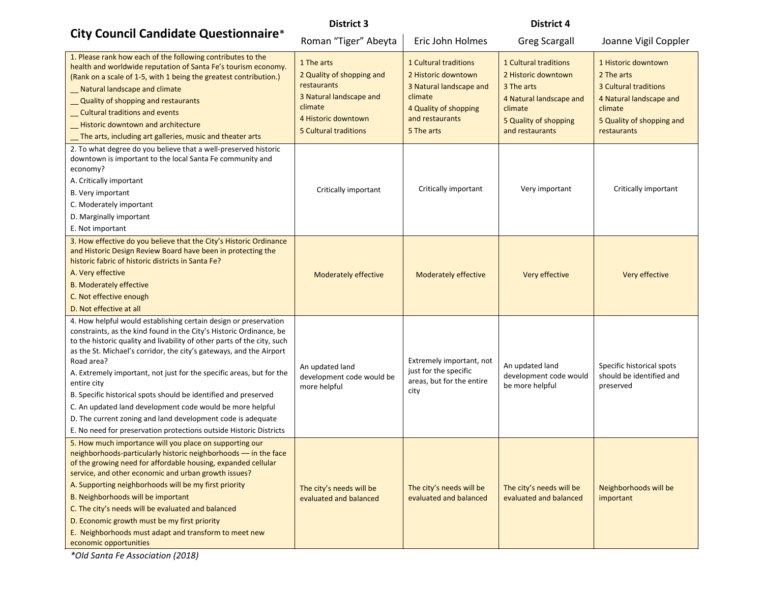| City Council Candidate Questionnaire* | District 3 | | District 4 | |
|---|---|---|---|---|
| | Roman "Tiger" Abeyta | Eric John Holmes | Greg Scargall | Joanne Vigil Coppler |
| 1. Please rank how each of the following contributes to the health and worldwide reputation of Santa Fe's tourism economy. (Rank on a scale of 1-5, with 1 being the greatest contribution.)<br>__ Natural landscape and climate<br>__ Quality of shopping and restaurants<br>__ Cultural traditions and events<br>__ Historic downtown and architecture<br>__ The arts, including art galleries, music and theater arts | 1 The arts<br>2 Quality of shopping and restaurants<br>3 Natural landscape and climate<br>4 Historic downtown<br>5 Cultural traditions | 1 Cultural traditions<br>2 Historic downtown<br>3 Natural landscape and climate<br>4 Quality of shopping and restaurants<br>5 The arts | 1 Cultural traditions<br>2 Historic downtown<br>3 The arts<br>4 Natural landscape and climate<br>5 Quality of shopping and restaurants | 1 Historic downtown<br>2 The arts<br>3 Cultural traditions<br>4 Natural landscape and climate<br>5 Quality of shopping and restaurants |
| 2. To what degree do you believe that a well-preserved historic downtown is important to the local Santa Fe community and economy?<br>A. Critically important<br>B. Very important<br>C. Moderately important<br>D. Marginally important<br>E. Not important | Critically important | Critically important | Very important | Critically important |
| 3. How effective do you believe that the City's Historic Ordinance and Historic Design Review Board have been in protecting the historic fabric of historic districts in Santa Fe?<br>A. Very effective<br>B. Moderately effective<br>C. Not effective enough<br>D. Not effective at all | Moderately effective | Moderately effective | Very effective | Very effective |
| 4. How helpful would establishing certain design or preservation constraints, as the kind found in the City's Historic Ordinance, be to the historic quality and livability of other parts of the city, such as the St. Michael's corridor, the city's gateways, and the Airport Road area?<br>A. Extremely important, not just for the specific areas, but for the entire city<br>B. Specific historical spots should be identified and preserved<br>C. An updated land development code would be more helpful<br>D. The current zoning and land development code is adequate<br>E. No need for preservation protections outside Historic Districts | An updated land development code would be more helpful | Extremely important, not just for the specific areas, but for the entire city | An updated land development code would be more helpful | Specific historical spots should be identified and preserved |
| 5. How much importance will you place on supporting our neighborhoods-particularly historic neighborhoods — in the face of the growing need for affordable housing, expanded cellular service, and other economic and urban growth issues?<br>A. Supporting neighborhoods will be my first priority<br>B. Neighborhoods will be important<br>C. The city's needs will be evaluated and balanced<br>D. Economic growth must be my first priority<br>E. Neighborhoods must adapt and transform to meet new economic opportunities | The city's needs will be evaluated and balanced | The city's needs will be evaluated and balanced | The city's needs will be evaluated and balanced | Neighborhoods will be important |

*\*Old Santa Fe Association (2018)*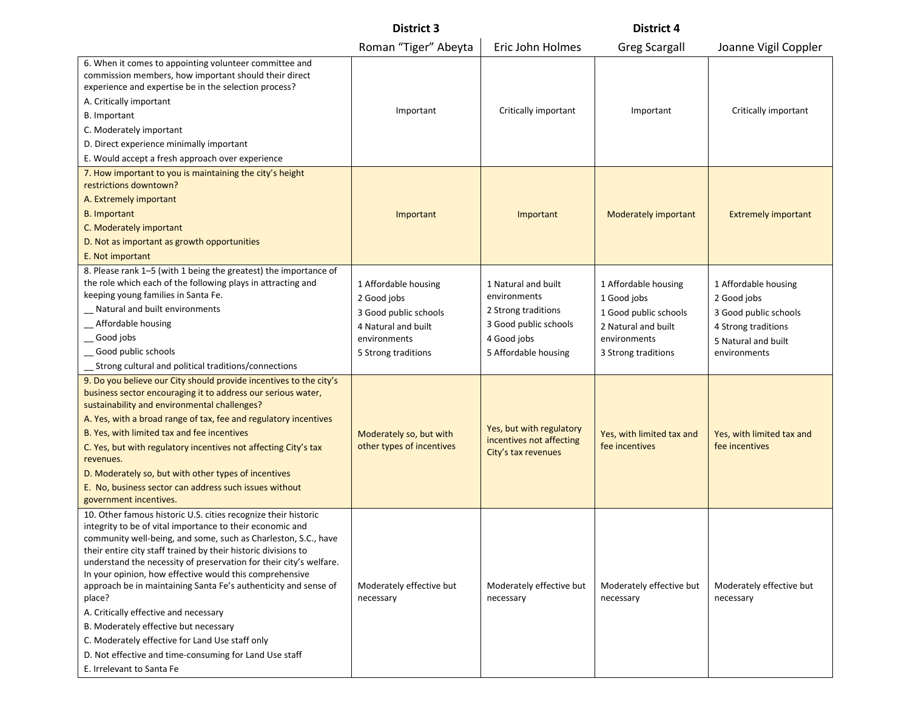| | District 3 | | District 4 | |
|---|---|---|---|---|
| | Roman "Tiger" Abeyta | Eric John Holmes | Greg Scargall | Joanne Vigil Coppler |
| 6. When it comes to appointing volunteer committee and commission members, how important should their direct experience and expertise be in the selection process?<br>A. Critically important<br>B. Important<br>C. Moderately important<br>D. Direct experience minimally important<br>E. Would accept a fresh approach over experience | Important | Critically important | Important | Critically important |
| 7. How important to you is maintaining the city's height restrictions downtown?<br>A. Extremely important<br>B. Important<br>C. Moderately important<br>D. Not as important as growth opportunities<br>E. Not important | Important | Important | Moderately important | Extremely important |
| 8. Please rank 1–5 (with 1 being the greatest) the importance of the role which each of the following plays in attracting and keeping young families in Santa Fe.<br>__ Natural and built environments<br>__ Affordable housing<br>__ Good jobs<br>__ Good public schools<br>__ Strong cultural and political traditions/connections | 1 Affordable housing<br>2 Good jobs<br>3 Good public schools<br>4 Natural and built environments<br>5 Strong traditions | 1 Natural and built environments<br>2 Strong traditions<br>3 Good public schools<br>4 Good jobs<br>5 Affordable housing | 1 Affordable housing<br>1 Good jobs<br>1 Good public schools<br>2 Natural and built environments<br>3 Strong traditions | 1 Affordable housing<br>2 Good jobs<br>3 Good public schools<br>4 Strong traditions<br>5 Natural and built environments |
| 9. Do you believe our City should provide incentives to the city's business sector encouraging it to address our serious water, sustainability and environmental challenges?<br>A. Yes, with a broad range of tax, fee and regulatory incentives<br>B. Yes, with limited tax and fee incentives<br>C. Yes, but with regulatory incentives not affecting City's tax revenues.<br>D. Moderately so, but with other types of incentives<br>E. No, business sector can address such issues without government incentives. | Moderately so, but with other types of incentives | Yes, but with regulatory incentives not affecting City's tax revenues | Yes, with limited tax and fee incentives | Yes, with limited tax and fee incentives |
| 10. Other famous historic U.S. cities recognize their historic integrity to be of vital importance to their economic and community well-being, and some, such as Charleston, S.C., have their entire city staff trained by their historic divisions to understand the necessity of preservation for their city's welfare. In your opinion, how effective would this comprehensive approach be in maintaining Santa Fe's authenticity and sense of place?<br>A. Critically effective and necessary<br>B. Moderately effective but necessary<br>C. Moderately effective for Land Use staff only<br>D. Not effective and time-consuming for Land Use staff<br>E. Irrelevant to Santa Fe | Moderately effective but necessary | Moderately effective but necessary | Moderately effective but necessary | Moderately effective but necessary |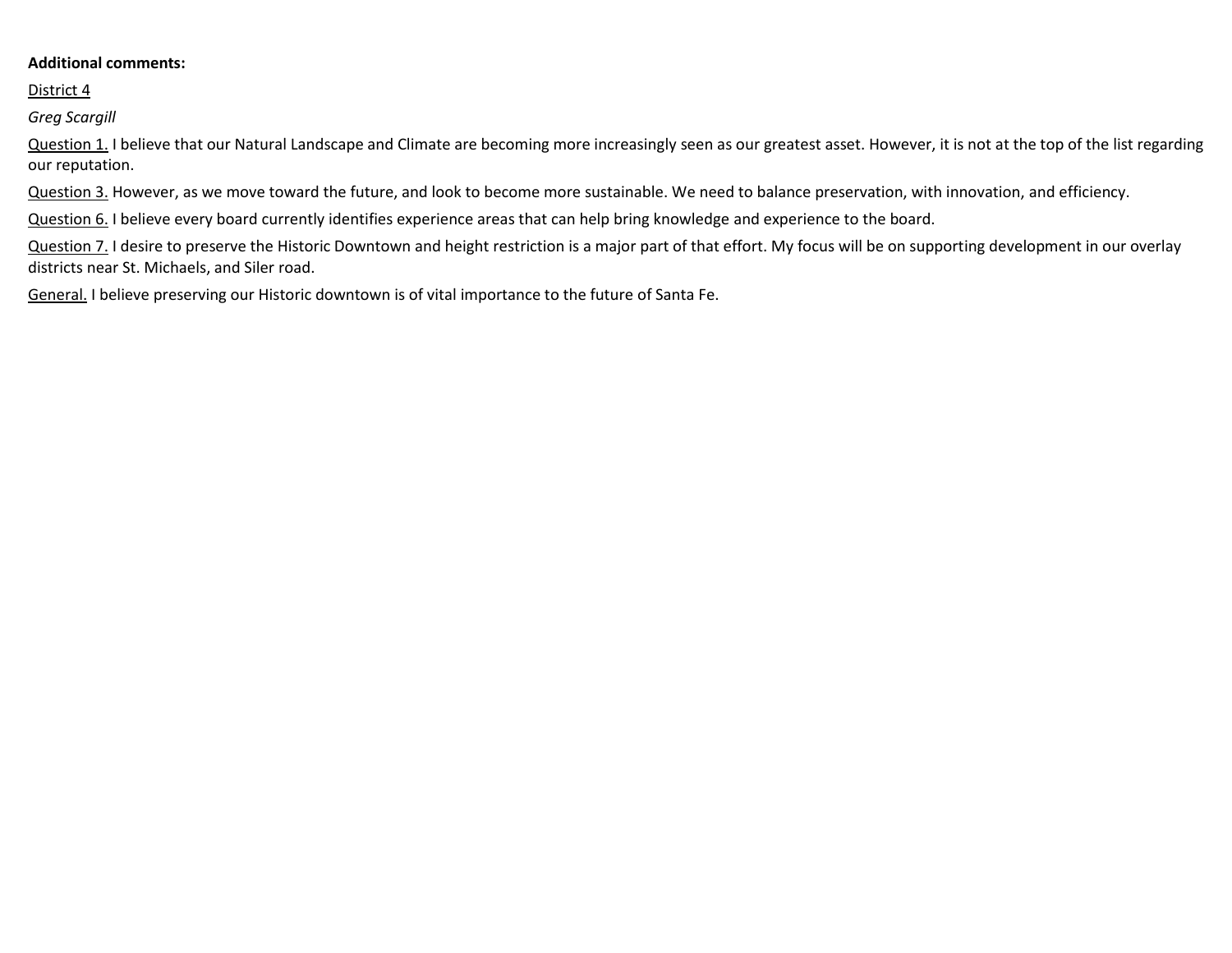**Additional comments:**

<u>District 4</u>

*Greg Scargill*

<u>Question 1.</u> I believe that our Natural Landscape and Climate are becoming more increasingly seen as our greatest asset. However, it is not at the top of the list regarding our reputation.

<u>Question 3.</u> However, as we move toward the future, and look to become more sustainable. We need to balance preservation, with innovation, and efficiency.

<u>Question 6.</u> I believe every board currently identifies experience areas that can help bring knowledge and experience to the board.

<u>Question 7.</u> I desire to preserve the Historic Downtown and height restriction is a major part of that effort. My focus will be on supporting development in our overlay districts near St. Michaels, and Siler road.

<u>General.</u> I believe preserving our Historic downtown is of vital importance to the future of Santa Fe.